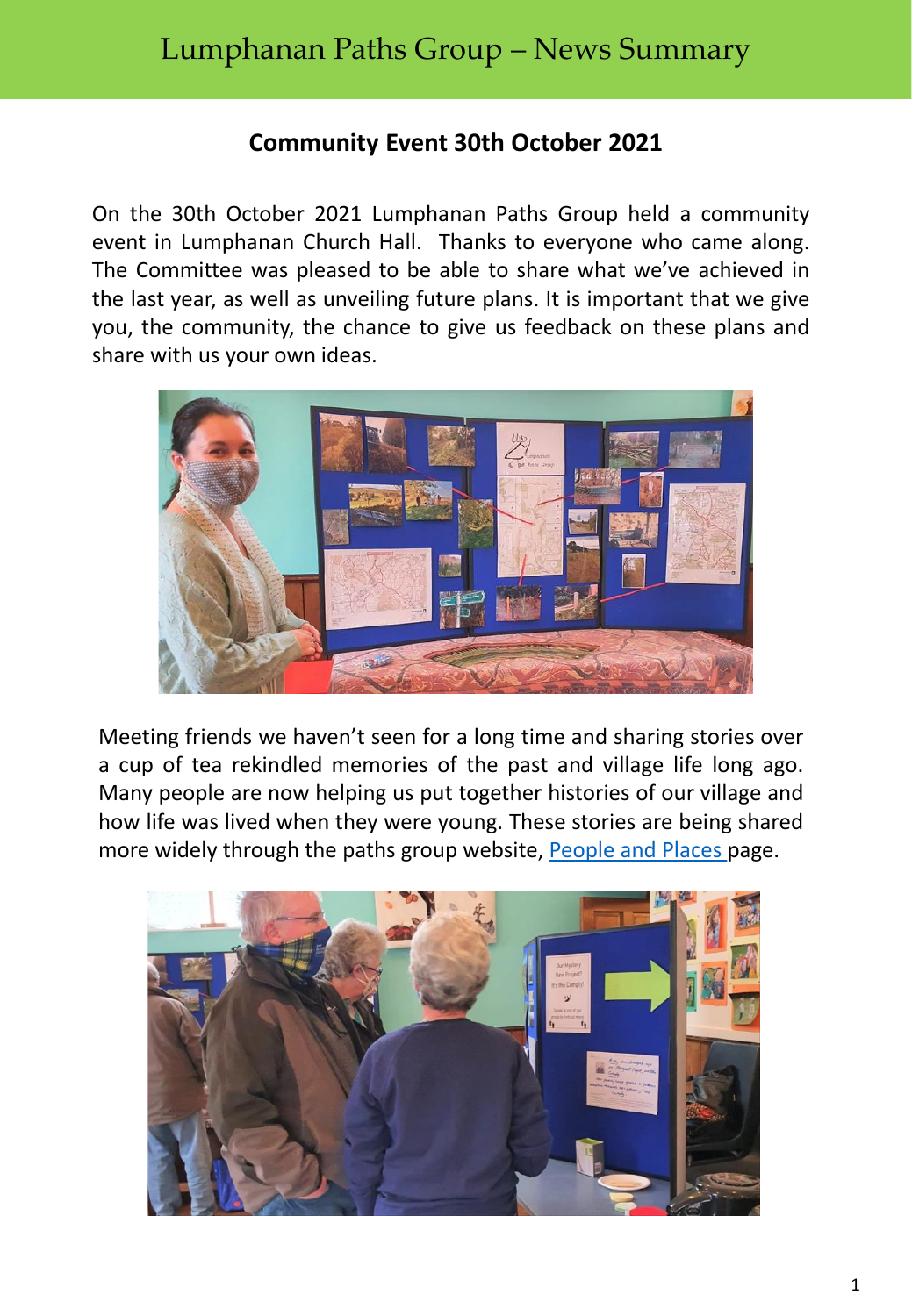# Lumphanan Paths Group – News Summary

## Community Event 30th October 2021

On the 30th October 2021 Lumphanan Paths Group held a community event in Lumphanan Church Hall. Thanks to everyone who came along. The Committee was pleased to be able to share what we've achieved in the last year, as well as unveiling future plans. It is important that we give you, the community, the chance to give us feedback on these plans and share with us your own ideas.

Meeting friends we haven't seen for a long time and sharing stories over a cup of tea rekindled memories of the past and village life long ago. Many people are now helping us put together histories of our village and how life was lived when they were young. These stories are being shared more widely through the paths group website, [People and Places ]page.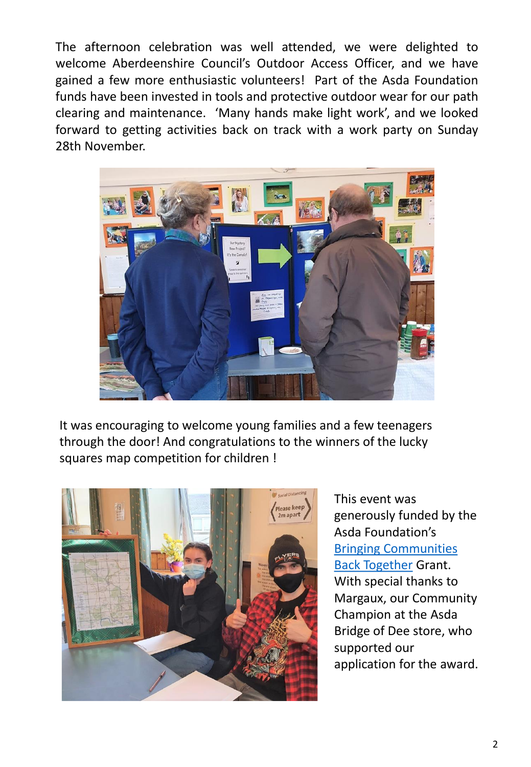The afternoon celebration was well attended, we were delighted to welcome Aberdeenshire Council's Outdoor Access Officer, and we have gained a few more enthusiastic volunteers! Part of the Asda Foundation funds have been invested in tools and protective outdoor wear for our path clearing and maintenance. 'Many hands make light work', and we looked forward to getting activities back on track with a work party on Sunday 28th November.

It was encouraging to welcome young families and a few teenagers through the door! And congratulations to the winners of the lucky squares map competition for children !

This event was generously funded by the Asda Foundation's Bringing Communities Back Together Grant. With special thanks to Margaux, our Community Champion at the Asda Bridge of Dee store, who supported our application for the award.